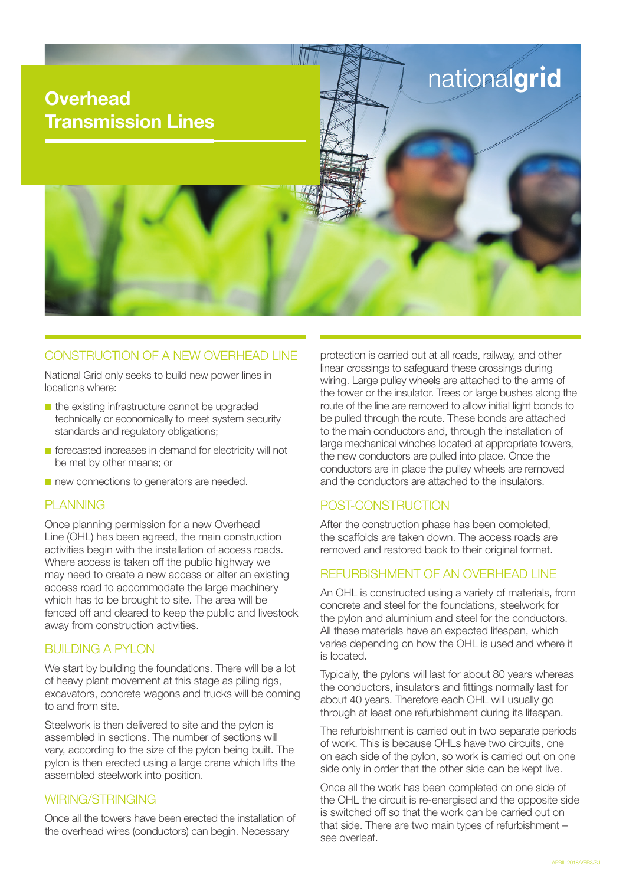# Overhead Transmission Lines

nationalgrid

## CONSTRUCTION OF A NEW OVERHEAD LINE

National Grid only seeks to build new power lines in locations where:

- the existing infrastructure cannot be upgraded technically or economically to meet system security standards and regulatory obligations;
- forecasted increases in demand for electricity will not be met by other means; or
- new connections to generators are needed.

## PLANNING

Once planning permission for a new Overhead Line (OHL) has been agreed, the main construction activities begin with the installation of access roads. Where access is taken off the public highway we may need to create a new access or alter an existing access road to accommodate the large machinery which has to be brought to site. The area will be fenced off and cleared to keep the public and livestock away from construction activities.

## BUILDING A PYLON

We start by building the foundations. There will be a lot of heavy plant movement at this stage as piling rigs, excavators, concrete wagons and trucks will be coming to and from site.

Steelwork is then delivered to site and the pylon is assembled in sections. The number of sections will vary, according to the size of the pylon being built. The pylon is then erected using a large crane which lifts the assembled steelwork into position.

## WIRING/STRINGING

Once all the towers have been erected the installation of the overhead wires (conductors) can begin. Necessary protection is carried out at all roads, railway, and other linear crossings to safeguard these crossings during wiring. Large pulley wheels are attached to the arms of the tower or the insulator. Trees or large bushes along the route of the line are removed to allow initial light bonds to be pulled through the route. These bonds are attached to the main conductors and, through the installation of large mechanical winches located at appropriate towers, the new conductors are pulled into place. Once the conductors are in place the pulley wheels are removed and the conductors are attached to the insulators.

## POST-CONSTRUCTION

After the construction phase has been completed, the scaffolds are taken down. The access roads are removed and restored back to their original format.

## REFURBISHMENT OF AN OVERHEAD LINE

An OHL is constructed using a variety of materials, from concrete and steel for the foundations, steelwork for the pylon and aluminium and steel for the conductors. All these materials have an expected lifespan, which varies depending on how the OHL is used and where it is located.

Typically, the pylons will last for about 80 years whereas the conductors, insulators and fittings normally last for about 40 years. Therefore each OHL will usually go through at least one refurbishment during its lifespan.

The refurbishment is carried out in two separate periods of work. This is because OHLs have two circuits, one on each side of the pylon, so work is carried out on one side only in order that the other side can be kept live.

Once all the work has been completed on one side of the OHL the circuit is re-energised and the opposite side is switched off so that the work can be carried out on that side. There are two main types of refurbishment – see overleaf.

APRIL 2018/VER3/SJ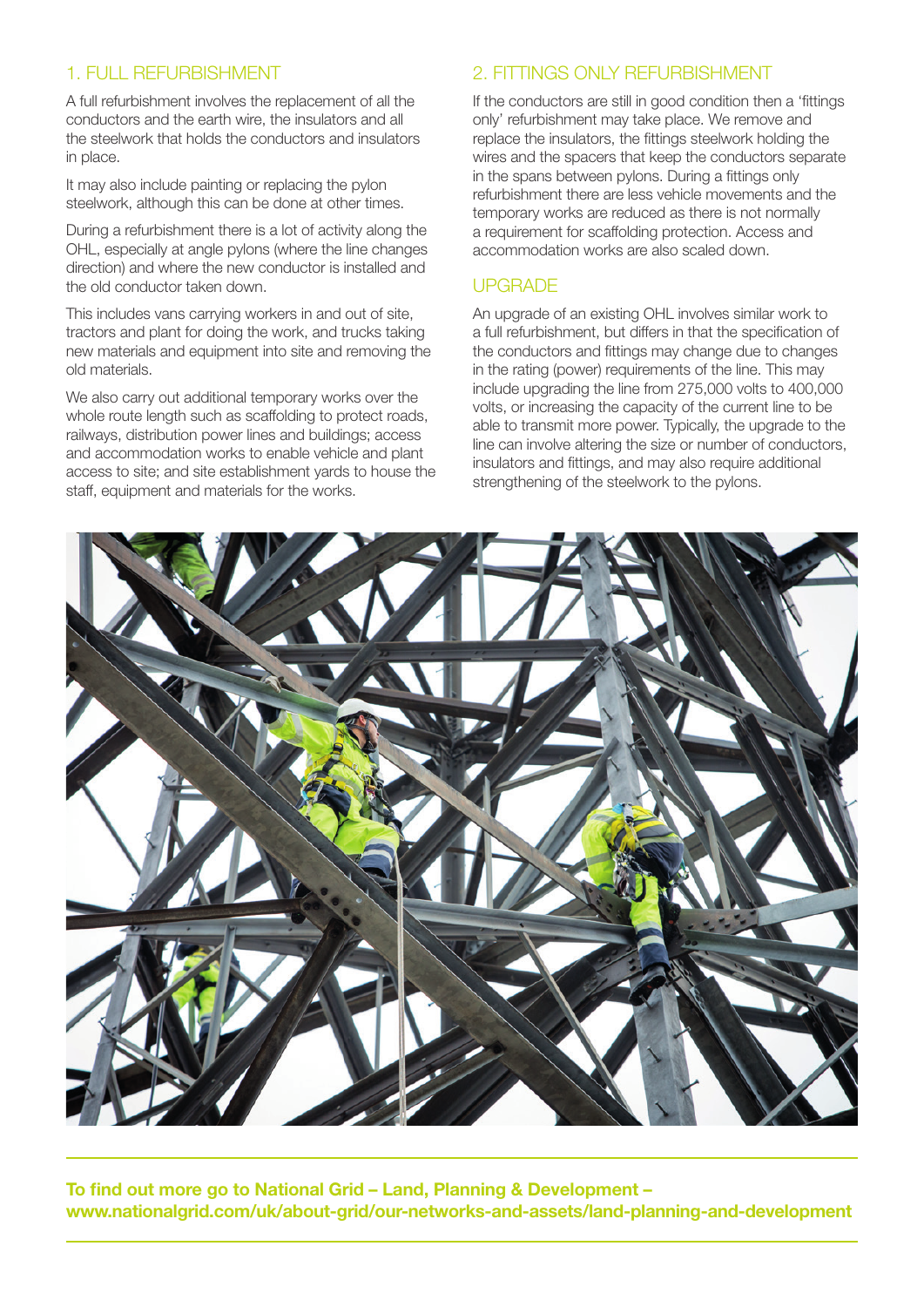## 1. FULL REFURBISHMENT

A full refurbishment involves the replacement of all the conductors and the earth wire, the insulators and all the steelwork that holds the conductors and insulators in place.

It may also include painting or replacing the pylon steelwork, although this can be done at other times.

During a refurbishment there is a lot of activity along the OHL, especially at angle pylons (where the line changes direction) and where the new conductor is installed and the old conductor taken down.

This includes vans carrying workers in and out of site, tractors and plant for doing the work, and trucks taking new materials and equipment into site and removing the old materials.

We also carry out additional temporary works over the whole route length such as scaffolding to protect roads, railways, distribution power lines and buildings; access and accommodation works to enable vehicle and plant access to site; and site establishment yards to house the staff, equipment and materials for the works.

## 2. FITTINGS ONLY REFURBISHMENT

If the conductors are still in good condition then a 'fittings only' refurbishment may take place. We remove and replace the insulators, the fittings steelwork holding the wires and the spacers that keep the conductors separate in the spans between pylons. During a fittings only refurbishment there are less vehicle movements and the temporary works are reduced as there is not normally a requirement for scaffolding protection. Access and accommodation works are also scaled down.

## UPGRADE

An upgrade of an existing OHL involves similar work to a full refurbishment, but differs in that the specification of the conductors and fittings may change due to changes in the rating (power) requirements of the line. This may include upgrading the line from 275,000 volts to 400,000 volts, or increasing the capacity of the current line to be able to transmit more power. Typically, the upgrade to the line can involve altering the size or number of conductors, insulators and fittings, and may also require additional strengthening of the steelwork to the pylons.

**To find out more go to National Grid – Land, Planning & Development – www.nationalgrid.com/uk/about-grid/our-networks-and-assets/land-planning-and-development**